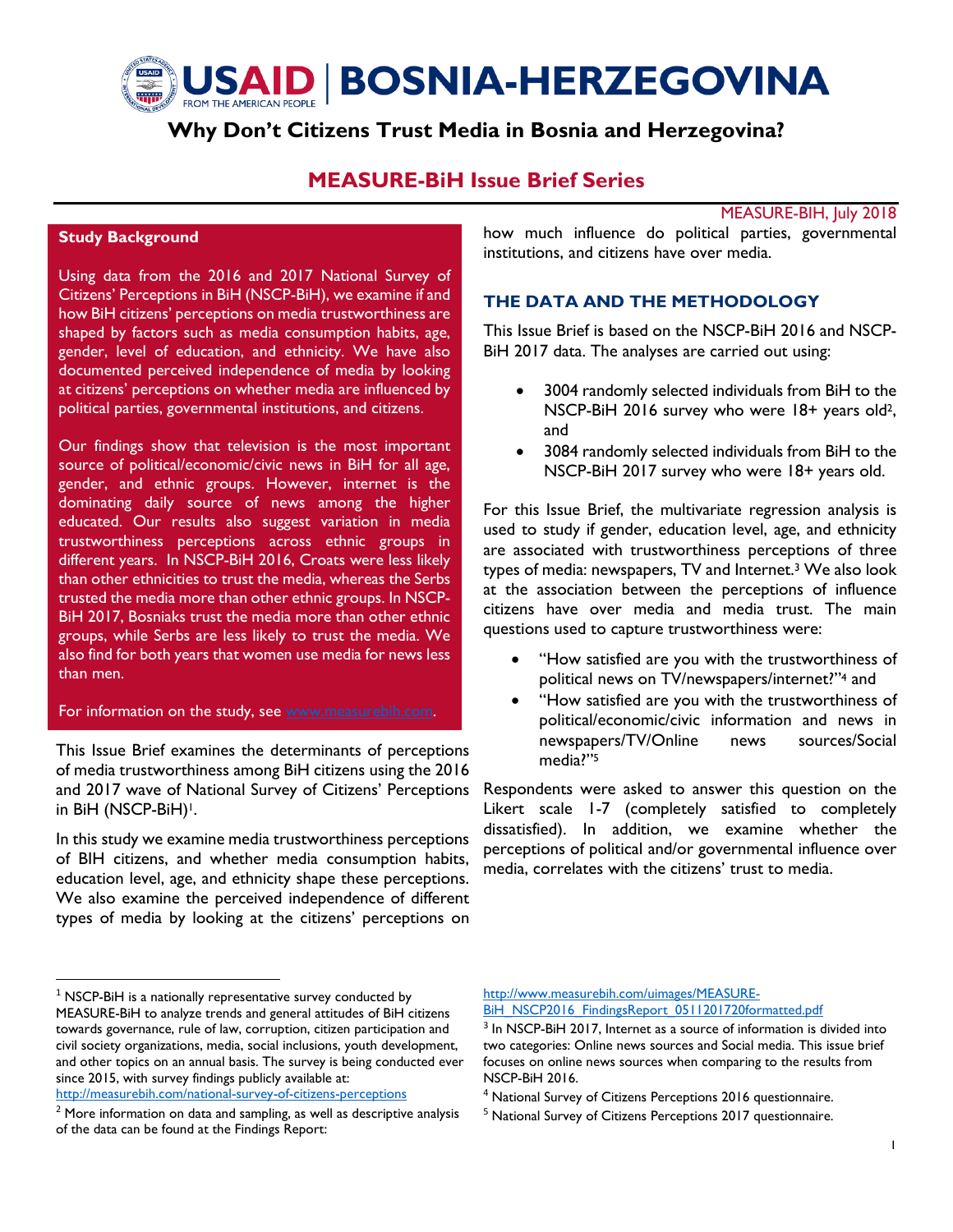# USAID | BOSNIA-HERZEGOVINA

FROM THE AMERICAN PEOPLE

## Why Don't Citizens Trust Media in Bosnia and Herzegovina?

## MEASURE-BiH Issue Brief Series

MEASURE-BIH, July 2018

### Study Background

Using data from the 2016 and 2017 National Survey of Citizens' Perceptions in BiH (NSCP-BiH), we examine if and how BiH citizens' perceptions on media trustworthiness are shaped by factors such as media consumption habits, age, gender, level of education, and ethnicity. We have also documented perceived independence of media by looking at citizens' perceptions on whether media are influenced by political parties, governmental institutions, and citizens.

Our findings show that television is the most important source of political/economic/civic news in BiH for all age, gender, and ethnic groups. However, internet is the dominating daily source of news among the higher educated. Our results also suggest variation in media trustworthiness perceptions across ethnic groups in different years. In NSCP-BiH 2016, Croats were less likely than other ethnicities to trust the media, whereas the Serbs trusted the media more than other ethnic groups. In NSCP-BiH 2017, Bosniaks trust the media more than other ethnic groups, while Serbs are less likely to trust the media. We also find for both years that women use media for news less than men.

For information on the study, see www.measurebih.com.

This Issue Brief examines the determinants of perceptions of media trustworthiness among BiH citizens using the 2016 and 2017 wave of National Survey of Citizens' Perceptions in BiH (NSCP-BiH)[1].

In this study we examine media trustworthiness perceptions of BIH citizens, and whether media consumption habits, education level, age, and ethnicity shape these perceptions. We also examine the perceived independence of different types of media by looking at the citizens' perceptions on how much influence do political parties, governmental institutions, and citizens have over media.

### THE DATA AND THE METHODOLOGY

This Issue Brief is based on the NSCP-BiH 2016 and NSCP-BiH 2017 data. The analyses are carried out using:

- 3004 randomly selected individuals from BiH to the NSCP-BiH 2016 survey who were 18+ years old[2], and
- 3084 randomly selected individuals from BiH to the NSCP-BiH 2017 survey who were 18+ years old.

For this Issue Brief, the multivariate regression analysis is used to study if gender, education level, age, and ethnicity are associated with trustworthiness perceptions of three types of media: newspapers, TV and Internet.[3] We also look at the association between the perceptions of influence citizens have over media and media trust. The main questions used to capture trustworthiness were:

- "How satisfied are you with the trustworthiness of political news on TV/newspapers/internet?"[4] and
- "How satisfied are you with the trustworthiness of political/economic/civic information and news in newspapers/TV/Online news sources/Social media?"[5]

Respondents were asked to answer this question on the Likert scale 1-7 (completely satisfied to completely dissatisfied). In addition, we examine whether the perceptions of political and/or governmental influence over media, correlates with the citizens' trust to media.

---

[1] NSCP-BiH is a nationally representative survey conducted by MEASURE-BiH to analyze trends and general attitudes of BiH citizens towards governance, rule of law, corruption, citizen participation and civil society organizations, media, social inclusions, youth development, and other topics on an annual basis. The survey is being conducted ever since 2015, with survey findings publicly available at: http://measurebih.com/national-survey-of-citizens-perceptions

[2] More information on data and sampling, as well as descriptive analysis of the data can be found at the Findings Report: http://www.measurebih.com/uimages/MEASURE-BiH_NSCP2016_FindingsReport_0511201720formatted.pdf

[3] In NSCP-BiH 2017, Internet as a source of information is divided into two categories: Online news sources and Social media. This issue brief focuses on online news sources when comparing to the results from NSCP-BiH 2016.

[4] National Survey of Citizens Perceptions 2016 questionnaire.

[5] National Survey of Citizens Perceptions 2017 questionnaire.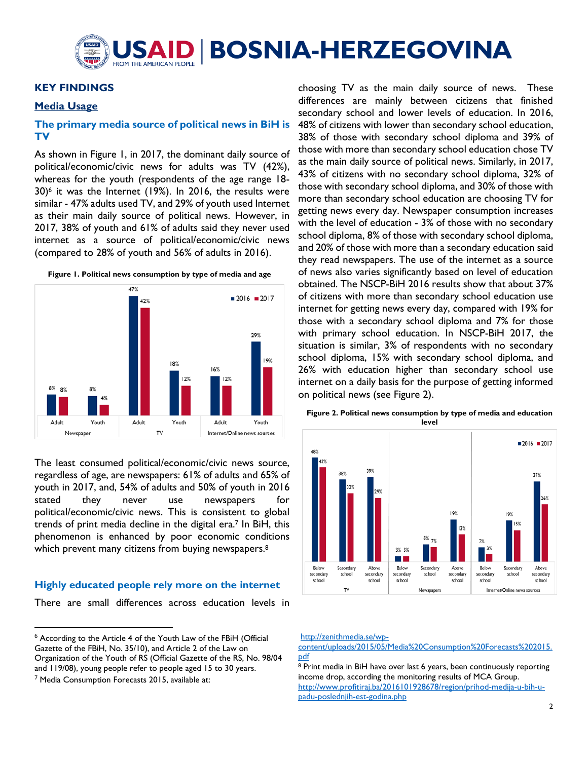## KEY FINDINGS

### Media Usage

### The primary media source of political news in BiH is TV

As shown in Figure 1, in 2017, the dominant daily source of political/economic/civic news for adults was TV (42%), whereas for the youth (respondents of the age range 18-30)[6] it was the Internet (19%). In 2016, the results were similar - 47% adults used TV, and 29% of youth used Internet as their main daily source of political news. However, in 2017, 38% of youth and 61% of adults said they never used internet as a source of political/economic/civic news (compared to 28% of youth and 56% of adults in 2016).

**Figure 1. Political news consumption by type of media and age**

| | | 2016 | 2017 |
|---|---|---|---|
| Newspaper | Adult | 8% | 8% |
| | Youth | 8% | 4% |
| TV | Adult | 47% | 42% |
| | Youth | 18% | 12% |
| Internet/Online news sources | Adult | 16% | 12% |
| | Youth | 29% | 19% |

The least consumed political/economic/civic news source, regardless of age, are newspapers: 61% of adults and 65% of youth in 2017, and, 54% of adults and 50% of youth in 2016 stated they never use newspapers for political/economic/civic news. This is consistent to global trends of print media decline in the digital era.[7] In BiH, this phenomenon is enhanced by poor economic conditions which prevent many citizens from buying newspapers.[8]

### Highly educated people rely more on the internet

There are small differences across education levels in choosing TV as the main daily source of news. These differences are mainly between citizens that finished secondary school and lower levels of education. In 2016, 48% of citizens with lower than secondary school education, 38% of those with secondary school diploma and 39% of those with more than secondary school education chose TV as the main daily source of political news. Similarly, in 2017, 43% of citizens with no secondary school diploma, 32% of those with secondary school diploma, and 30% of those with more than secondary school education are choosing TV for getting news every day. Newspaper consumption increases with the level of education - 3% of those with no secondary school diploma, 8% of those with secondary school diploma, and 20% of those with more than a secondary education said they read newspapers. The use of the internet as a source of news also varies significantly based on level of education obtained. The NSCP-BiH 2016 results show that about 37% of citizens with more than secondary school education use internet for getting news every day, compared with 19% for those with a secondary school diploma and 7% for those with primary school education. In NSCP-BiH 2017, the situation is similar, 3% of respondents with no secondary school diploma, 15% with secondary school diploma, and 26% with education higher than secondary school use internet on a daily basis for the purpose of getting informed on political news (see Figure 2).

**Figure 2. Political news consumption by type of media and education level**

| | | 2016 | 2017 |
|---|---|---|---|
| TV | Below secondary school | 48% | 43% |
| | Secondary school | 38% | 32% |
| | Above secondary school | 39% | 29% |
| Newspapers | Below secondary school | 3% | 3% |
| | Secondary school | 8% | 7% |
| | Above secondary school | 19% | 13% |
| Internet/Online news sources | Below secondary school | 7% | 3% |
| | Secondary school | 19% | 15% |
| | Above secondary school | 37% | 26% |

---

[6] According to the Article 4 of the Youth Law of the FBiH (Official Gazette of the FBiH, No. 35/10), and Article 2 of the Law on Organization of the Youth of RS (Official Gazette of the RS, No. 98/04 and 119/08), young people refer to people aged 15 to 30 years.

[7] Media Consumption Forecasts 2015, available at: http://zenithmedia.se/wp-content/uploads/2015/05/Media%20Consumption%20Forecasts%202015.pdf

[8] Print media in BiH have over last 6 years, been continuously reporting income drop, according the monitoring results of MCA Group. http://www.profitiraj.ba/2016101928678/region/prihod-medija-u-bih-u-padu-poslednjih-est-godina.php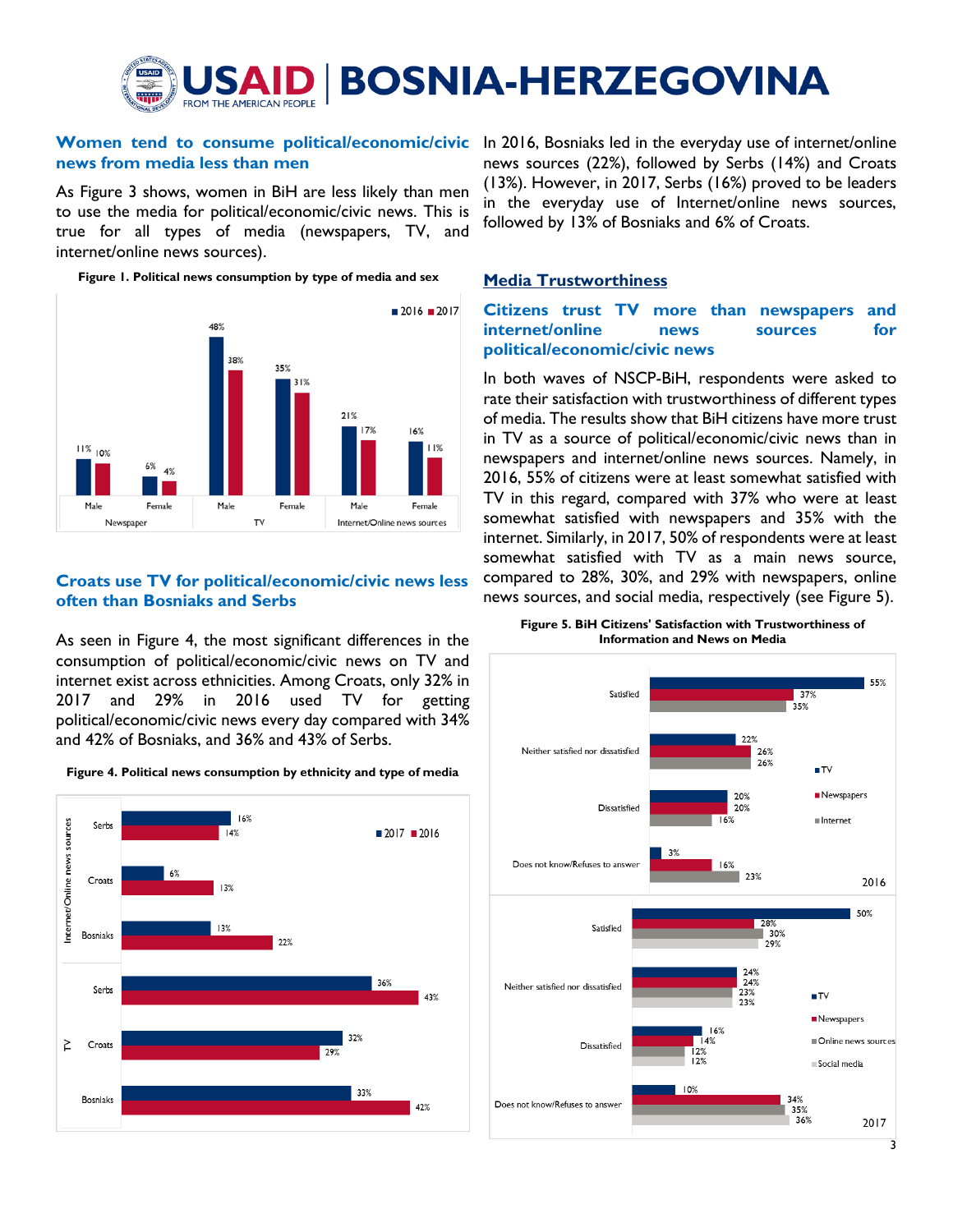### Women tend to consume political/economic/civic news from media less than men

As Figure 3 shows, women in BiH are less likely than men to use the media for political/economic/civic news. This is true for all types of media (newspapers, TV, and internet/online news sources).

**Figure 1. Political news consumption by type of media and sex**

| Media | Sex | 2016 | 2017 |
|---|---|---|---|
| Newspaper | Male | 11% | 10% |
| Newspaper | Female | 6% | 4% |
| TV | Male | 48% | 38% |
| TV | Female | 35% | 31% |
| Internet/Online news sources | Male | 21% | 17% |
| Internet/Online news sources | Female | 16% | 11% |

### Croats use TV for political/economic/civic news less often than Bosniaks and Serbs

As seen in Figure 4, the most significant differences in the consumption of political/economic/civic news on TV and internet exist across ethnicities. Among Croats, only 32% in 2017 and 29% in 2016 used TV for getting political/economic/civic news every day compared with 34% and 42% of Bosniaks, and 36% and 43% of Serbs.

**Figure 4. Political news consumption by ethnicity and type of media**

| Media | Ethnicity | 2017 | 2016 |
|---|---|---|---|
| Internet/Online news sources | Serbs | 16% | 14% |
| Internet/Online news sources | Croats | 6% | 13% |
| Internet/Online news sources | Bosniaks | 13% | 22% |
| TV | Serbs | 36% | 43% |
| TV | Croats | 32% | 29% |
| TV | Bosniaks | 33% | 42% |

In 2016, Bosniaks led in the everyday use of internet/online news sources (22%), followed by Serbs (14%) and Croats (13%). However, in 2017, Serbs (16%) proved to be leaders in the everyday use of Internet/online news sources, followed by 13% of Bosniaks and 6% of Croats.

## Media Trustworthiness

### Citizens trust TV more than newspapers and internet/online news sources for political/economic/civic news

In both waves of NSCP-BiH, respondents were asked to rate their satisfaction with trustworthiness of different types of media. The results show that BiH citizens have more trust in TV as a source of political/economic/civic news than in newspapers and internet/online news sources. Namely, in 2016, 55% of citizens were at least somewhat satisfied with TV in this regard, compared with 37% who were at least somewhat satisfied with newspapers and 35% with the internet. Similarly, in 2017, 50% of respondents were at least somewhat satisfied with TV as a main news source, compared to 28%, 30%, and 29% with newspapers, online news sources, and social media, respectively (see Figure 5).

**Figure 5. BiH Citizens' Satisfaction with Trustworthiness of Information and News on Media**

2016

| | TV | Newspapers | Internet |
|---|---|---|---|
| Satisfied | 55% | 37% | 35% |
| Neither satisfied nor dissatisfied | 22% | 26% | 26% |
| Dissatisfied | 20% | 20% | 16% |
| Does not know/Refuses to answer | 3% | 16% | 23% |

2017

| | TV | Newspapers | Online news sources | Social media |
|---|---|---|---|---|
| Satisfied | 50% | 28% | 30% | 29% |
| Neither satisfied nor dissatisfied | 24% | 24% | 23% | 23% |
| Dissatisfied | 16% | 14% | 12% | 12% |
| Does not know/Refuses to answer | 10% | 34% | 35% | 36% |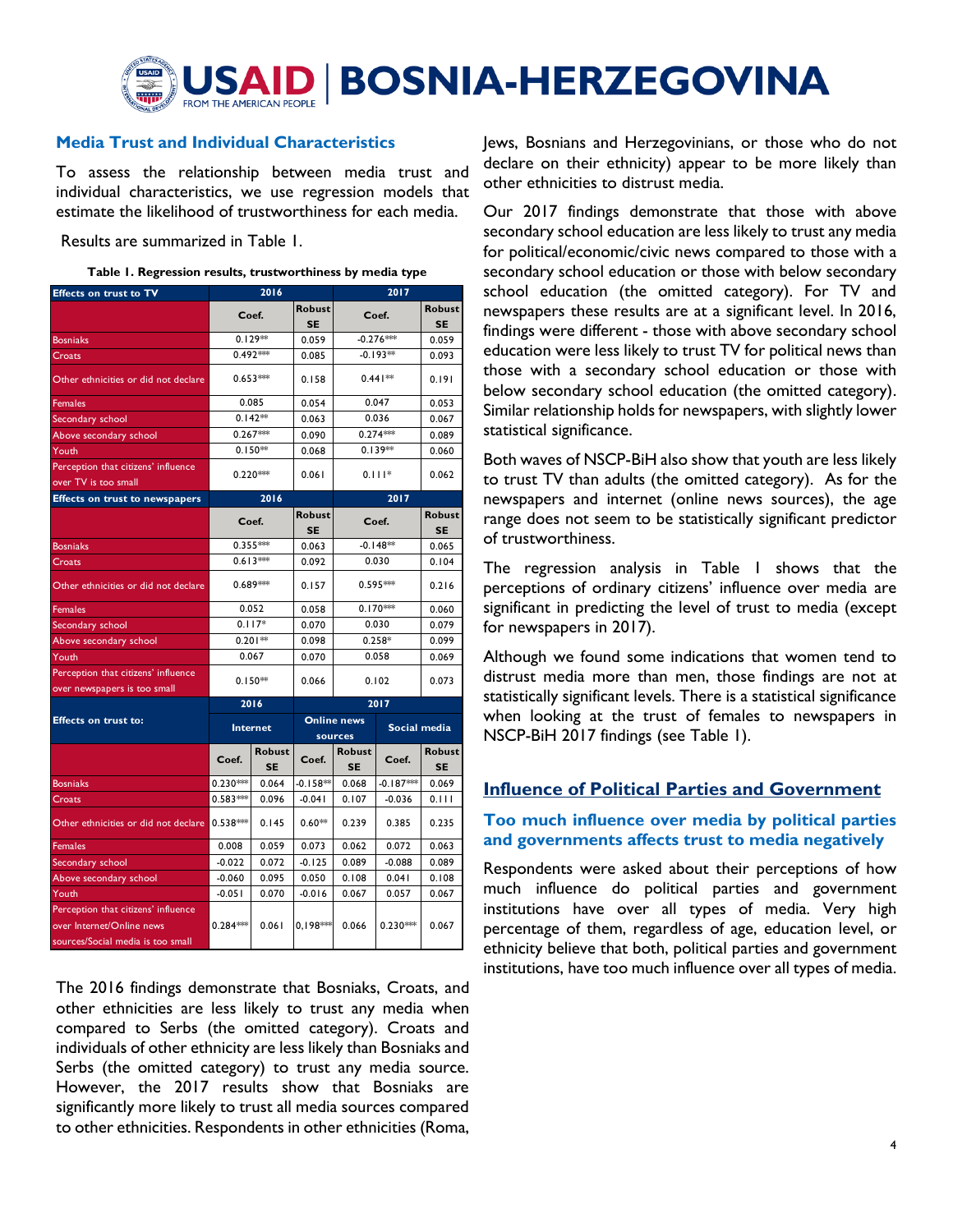### Media Trust and Individual Characteristics

To assess the relationship between media trust and individual characteristics, we use regression models that estimate the likelihood of trustworthiness for each media.

Results are summarized in Table 1.

**Table 1. Regression results, trustworthiness by media type**

| Effects on trust to TV | 2016 | | 2017 | |
|---|---|---|---|---|
| | Coef. | Robust SE | Coef. | Robust SE |
| Bosniaks | 0.129** | 0.059 | -0.276*** | 0.059 |
| Croats | 0.492*** | 0.085 | -0.193** | 0.093 |
| Other ethnicities or did not declare | 0.653*** | 0.158 | 0.441** | 0.191 |
| Females | 0.085 | 0.054 | 0.047 | 0.053 |
| Secondary school | 0.142** | 0.063 | 0.036 | 0.067 |
| Above secondary school | 0.267*** | 0.090 | 0.274*** | 0.089 |
| Youth | 0.150** | 0.068 | 0.139** | 0.060 |
| Perception that citizens' influence over TV is too small | 0.220*** | 0.061 | 0.111* | 0.062 |
| **Effects on trust to newspapers** | **2016** | | **2017** | |
| | Coef. | Robust SE | Coef. | Robust SE |
| Bosniaks | 0.355*** | 0.063 | -0.148** | 0.065 |
| Croats | 0.613*** | 0.092 | 0.030 | 0.104 |
| Other ethnicities or did not declare | 0.689*** | 0.157 | 0.595*** | 0.216 |
| Females | 0.052 | 0.058 | 0.170*** | 0.060 |
| Secondary school | 0.117* | 0.070 | 0.030 | 0.079 |
| Above secondary school | 0.201** | 0.098 | 0.258* | 0.099 |
| Youth | 0.067 | 0.070 | 0.058 | 0.069 |
| Perception that citizens' influence over newspapers is too small | 0.150** | 0.066 | 0.102 | 0.073 |

| Effects on trust to: | 2016 | | 2017 | | | |
|---|---|---|---|---|---|---|
| | Internet | | Online news sources | | Social media | |
| | Coef. | Robust SE | Coef. | Robust SE | Coef. | Robust SE |
| Bosniaks | 0.230*** | 0.064 | -0.158** | 0.068 | -0.187*** | 0.069 |
| Croats | 0.583*** | 0.096 | -0.041 | 0.107 | -0.036 | 0.111 |
| Other ethnicities or did not declare | 0.538*** | 0.145 | 0.60** | 0.239 | 0.385 | 0.235 |
| Females | 0.008 | 0.059 | 0.073 | 0.062 | 0.072 | 0.063 |
| Secondary school | -0.022 | 0.072 | -0.125 | 0.089 | -0.088 | 0.089 |
| Above secondary school | -0.060 | 0.095 | 0.050 | 0.108 | 0.041 | 0.108 |
| Youth | -0.051 | 0.070 | -0.016 | 0.067 | 0.057 | 0.067 |
| Perception that citizens' influence over Internet/Online news sources/Social media is too small | 0.284*** | 0.061 | 0.198*** | 0.066 | 0.230*** | 0.067 |

The 2016 findings demonstrate that Bosniaks, Croats, and other ethnicities are less likely to trust any media when compared to Serbs (the omitted category). Croats and individuals of other ethnicity are less likely than Bosniaks and Serbs (the omitted category) to trust any media source. However, the 2017 results show that Bosniaks are significantly more likely to trust all media sources compared to other ethnicities. Respondents in other ethnicities (Roma, Jews, Bosnians and Herzegovinians, or those who do not declare on their ethnicity) appear to be more likely than other ethnicities to distrust media.

Our 2017 findings demonstrate that those with above secondary school education are less likely to trust any media for political/economic/civic news compared to those with a secondary school education or those with below secondary school education (the omitted category). For TV and newspapers these results are at a significant level. In 2016, findings were different - those with above secondary school education were less likely to trust TV for political news than those with a secondary school education or those with below secondary school education (the omitted category). Similar relationship holds for newspapers, with slightly lower statistical significance.

Both waves of NSCP-BiH also show that youth are less likely to trust TV than adults (the omitted category). As for the newspapers and internet (online news sources), the age range does not seem to be statistically significant predictor of trustworthiness.

The regression analysis in Table 1 shows that the perceptions of ordinary citizens' influence over media are significant in predicting the level of trust to media (except for newspapers in 2017).

Although we found some indications that women tend to distrust media more than men, those findings are not at statistically significant levels. There is a statistical significance when looking at the trust of females to newspapers in NSCP-BiH 2017 findings (see Table 1).

## Influence of Political Parties and Government

### Too much influence over media by political parties and governments affects trust to media negatively

Respondents were asked about their perceptions of how much influence do political parties and government institutions have over all types of media. Very high percentage of them, regardless of age, education level, or ethnicity believe that both, political parties and government institutions, have too much influence over all types of media.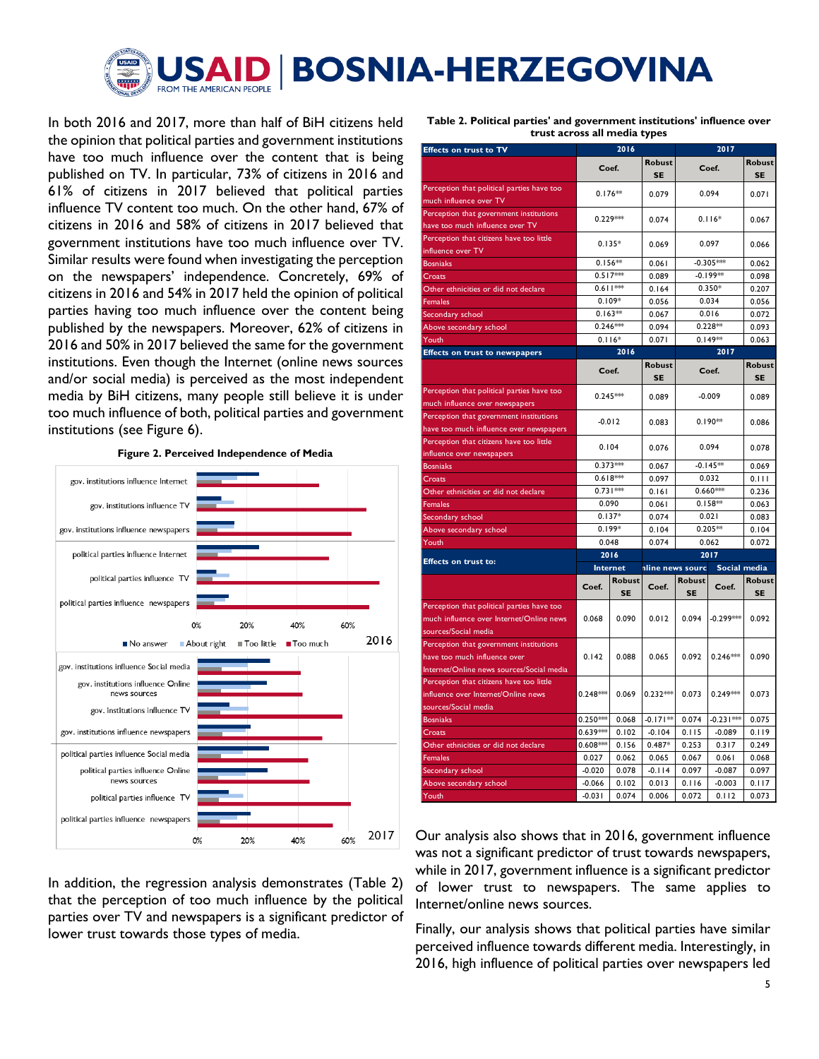In both 2016 and 2017, more than half of BiH citizens held the opinion that political parties and government institutions have too much influence over the content that is being published on TV. In particular, 73% of citizens in 2016 and 61% of citizens in 2017 believed that political parties influence TV content too much. On the other hand, 67% of citizens in 2016 and 58% of citizens in 2017 believed that government institutions have too much influence over TV. Similar results were found when investigating the perception on the newspapers' independence. Concretely, 69% of citizens in 2016 and 54% in 2017 held the opinion of political parties having too much influence over the content being published by the newspapers. Moreover, 62% of citizens in 2016 and 50% in 2017 believed the same for the government institutions. Even though the Internet (online news sources and/or social media) is perceived as the most independent media by BiH citizens, many people still believe it is under too much influence of both, political parties and government institutions (see Figure 6).

**Figure 2. Perceived Independence of Media**

In addition, the regression analysis demonstrates (Table 2) that the perception of too much influence by the political parties over TV and newspapers is a significant predictor of lower trust towards those types of media.

**Table 2. Political parties' and government institutions' influence over trust across all media types**

| Effects on trust to TV | 2016 | | 2017 | |
|---|---|---|---|---|
| | Coef. | Robust SE | Coef. | Robust SE |
| Perception that political parties have too much influence over TV | 0.176** | 0.079 | 0.094 | 0.071 |
| Perception that government institutions have too much influence over TV | 0.229*** | 0.074 | 0.116* | 0.067 |
| Perception that citizens have too little influence over TV | 0.135* | 0.069 | 0.097 | 0.066 |
| Bosniaks | 0.156** | 0.061 | -0.305*** | 0.062 |
| Croats | 0.517*** | 0.089 | -0.199** | 0.098 |
| Other ethnicities or did not declare | 0.611*** | 0.164 | 0.350* | 0.207 |
| Females | 0.109* | 0.056 | 0.034 | 0.056 |
| Secondary school | 0.163** | 0.067 | 0.016 | 0.072 |
| Above secondary school | 0.246*** | 0.094 | 0.228** | 0.093 |
| Youth | 0.116* | 0.071 | 0.149** | 0.063 |
| **Effects on trust to newspapers** | **2016** | | **2017** | |
| | Coef. | Robust SE | Coef. | Robust SE |
| Perception that political parties have too much influence over newspapers | 0.245*** | 0.089 | -0.009 | 0.089 |
| Perception that government institutions have too much influence over newspapers | -0.012 | 0.083 | 0.190** | 0.086 |
| Perception that citizens have too little influence over newspapers | 0.104 | 0.076 | 0.094 | 0.078 |
| Bosniaks | 0.373*** | 0.067 | -0.145** | 0.069 |
| Croats | 0.618*** | 0.097 | 0.032 | 0.111 |
| Other ethnicities or did not declare | 0.731*** | 0.161 | 0.660*** | 0.236 |
| Females | 0.090 | 0.061 | 0.158** | 0.063 |
| Secondary school | 0.137* | 0.074 | 0.021 | 0.083 |
| Above secondary school | 0.199* | 0.104 | 0.205** | 0.104 |
| Youth | 0.048 | 0.074 | 0.062 | 0.072 |

| Effects on trust to: | 2016 | | 2017 | | | |
|---|---|---|---|---|---|---|
| | Internet | | Online news sources | | Social media | |
| | Coef. | Robust SE | Coef. | Robust SE | Coef. | Robust SE |
| Perception that political parties have too much influence over Internet/Online news sources/Social media | 0.068 | 0.090 | 0.012 | 0.094 | -0.299*** | 0.092 |
| Perception that government institutions have too much influence over Internet/Online news sources/Social media | 0.142 | 0.088 | 0.065 | 0.092 | 0.246*** | 0.090 |
| Perception that citizens have too little influence over Internet/Online news sources/Social media | 0.248*** | 0.069 | 0.232*** | 0.073 | 0.249*** | 0.073 |
| Bosniaks | 0.250*** | 0.068 | -0.171** | 0.074 | -0.231*** | 0.075 |
| Croats | 0.639*** | 0.102 | -0.104 | 0.115 | -0.089 | 0.119 |
| Other ethnicities or did not declare | 0.608*** | 0.156 | 0.487* | 0.253 | 0.317 | 0.249 |
| Females | 0.027 | 0.062 | 0.065 | 0.067 | 0.061 | 0.068 |
| Secondary school | -0.020 | 0.078 | -0.114 | 0.097 | -0.087 | 0.097 |
| Above secondary school | -0.066 | 0.102 | 0.013 | 0.116 | -0.003 | 0.117 |
| Youth | -0.031 | 0.074 | 0.006 | 0.072 | 0.112 | 0.073 |

Our analysis also shows that in 2016, government influence was not a significant predictor of trust towards newspapers, while in 2017, government influence is a significant predictor of lower trust to newspapers. The same applies to Internet/online news sources.

Finally, our analysis shows that political parties have similar perceived influence towards different media. Interestingly, in 2016, high influence of political parties over newspapers led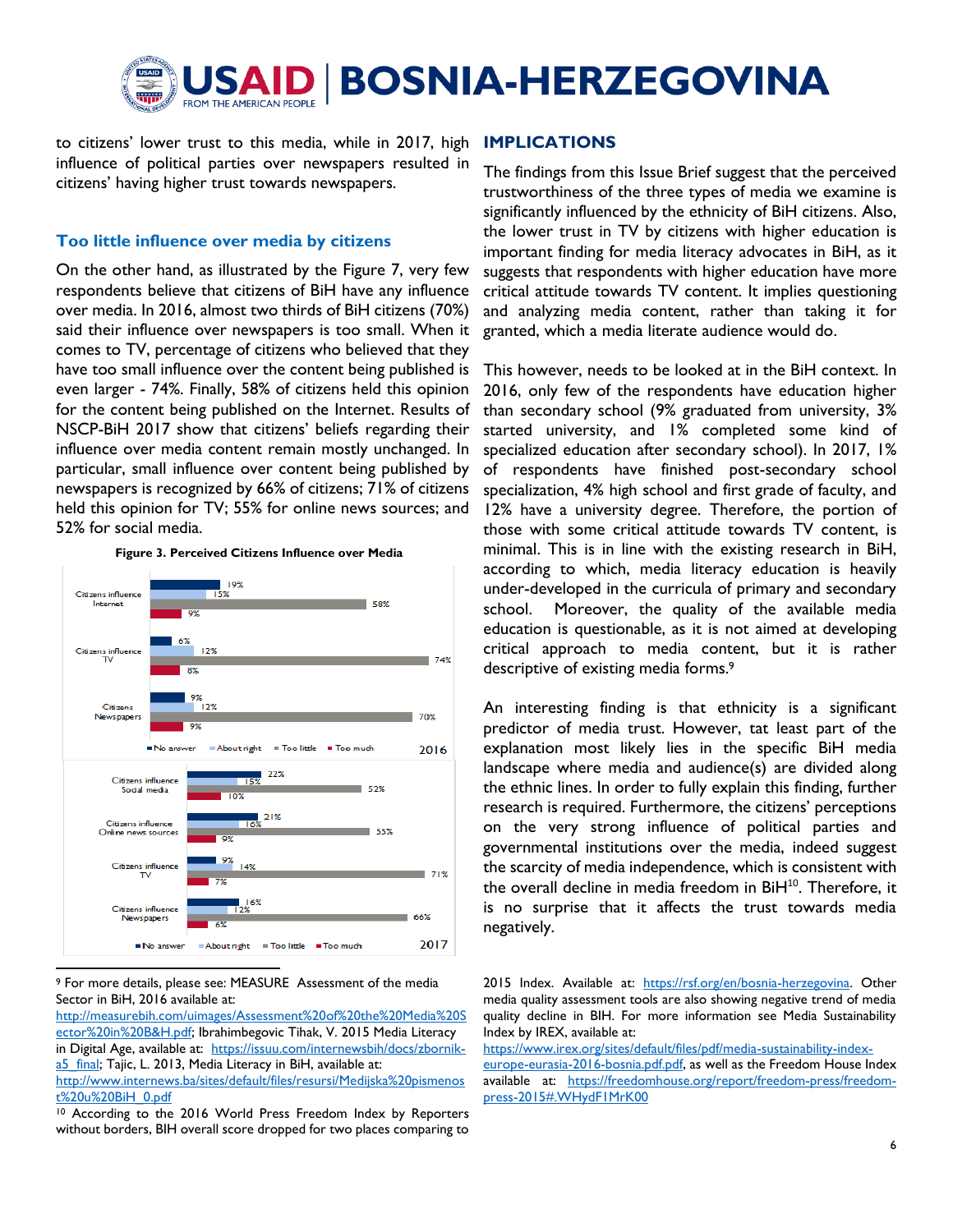to citizens' lower trust to this media, while in 2017, high influence of political parties over newspapers resulted in citizens' having higher trust towards newspapers.

### Too little influence over media by citizens

On the other hand, as illustrated by the Figure 7, very few respondents believe that citizens of BiH have any influence over media. In 2016, almost two thirds of BiH citizens (70%) said their influence over newspapers is too small. When it comes to TV, percentage of citizens who believed that they have too small influence over the content being published is even larger - 74%. Finally, 58% of citizens held this opinion for the content being published on the Internet. Results of NSCP-BiH 2017 show that citizens' beliefs regarding their influence over media content remain mostly unchanged. In particular, small influence over content being published by newspapers is recognized by 66% of citizens; 71% of citizens held this opinion for TV; 55% for online news sources; and 52% for social media.

**Figure 3. Perceived Citizens Influence over Media**

**2016**

| | No answer | About right | Too little | Too much |
|---|---|---|---|---|
| Citizens influence Internet | 19% | 15% | 58% | 9% |
| Citizens influence TV | 6% | 12% | 74% | 8% |
| Citizens Newspapers | 9% | 12% | 70% | 9% |

**2017**

| | No answer | About right | Too little | Too much |
|---|---|---|---|---|
| Citizens influence Social media | 22% | 15% | 52% | 10% |
| Citizens influence Online news sources | 21% | 16% | 55% | 9% |
| Citizens influence TV | 9% | 14% | 71% | 7% |
| Citizens influence Newspapers | 16% | 12% | 66% | 6% |

## IMPLICATIONS

The findings from this Issue Brief suggest that the perceived trustworthiness of the three types of media we examine is significantly influenced by the ethnicity of BiH citizens. Also, the lower trust in TV by citizens with higher education is important finding for media literacy advocates in BiH, as it suggests that respondents with higher education have more critical attitude towards TV content. It implies questioning and analyzing media content, rather than taking it for granted, which a media literate audience would do.

This however, needs to be looked at in the BiH context. In 2016, only few of the respondents have education higher than secondary school (9% graduated from university, 3% started university, and 1% completed some kind of specialized education after secondary school). In 2017, 1% of respondents have finished post-secondary school specialization, 4% high school and first grade of faculty, and 12% have a university degree. Therefore, the portion of those with some critical attitude towards TV content, is minimal. This is in line with the existing research in BiH, according to which, media literacy education is heavily under-developed in the curricula of primary and secondary school. Moreover, the quality of the available media education is questionable, as it is not aimed at developing critical approach to media content, but it is rather descriptive of existing media forms.[9]

An interesting finding is that ethnicity is a significant predictor of media trust. However, tat least part of the explanation most likely lies in the specific BiH media landscape where media and audience(s) are divided along the ethnic lines. In order to fully explain this finding, further research is required. Furthermore, the citizens' perceptions on the very strong influence of political parties and governmental institutions over the media, indeed suggest the scarcity of media independence, which is consistent with the overall decline in media freedom in BiH[10]. Therefore, it is no surprise that it affects the trust towards media negatively.

---

[9] For more details, please see: MEASURE Assessment of the media Sector in BiH, 2016 available at: http://measurebih.com/uimages/Assessment%20of%20the%20Media%20Sector%20in%20B&H.pdf; Ibrahimbegovic Tihak, V. 2015 Media Literacy in Digital Age, available at: https://issuu.com/internewsbih/docs/zbornik-a5_final; Tajic, L. 2013, Media Literacy in BiH, available at: http://www.internews.ba/sites/default/files/resursi/Medijska%20pismenost%20u%20BiH_0.pdf

[10] According to the 2016 World Press Freedom Index by Reporters without borders, BIH overall score dropped for two places comparing to 2015 Index. Available at: https://rsf.org/en/bosnia-herzegovina. Other media quality assessment tools are also showing negative trend of media quality decline in BIH. For more information see Media Sustainability Index by IREX, available at: https://www.irex.org/sites/default/files/pdf/media-sustainability-index-europe-eurasia-2016-bosnia.pdf.pdf, as well as the Freedom House Index available at: https://freedomhouse.org/report/freedom-press/freedom-press-2015#.WHydF1MrK00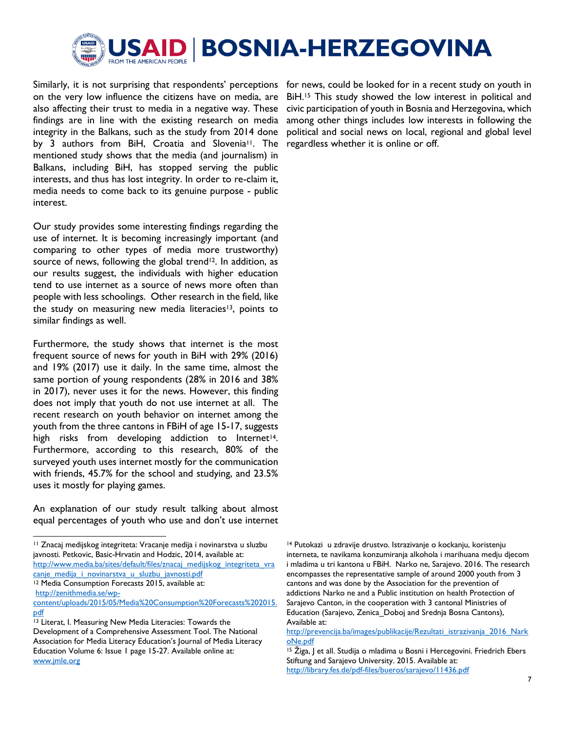Similarly, it is not surprising that respondents' perceptions on the very low influence the citizens have on media, are also affecting their trust to media in a negative way. These findings are in line with the existing research on media integrity in the Balkans, such as the study from 2014 done by 3 authors from BiH, Croatia and Slovenia[11]. The mentioned study shows that the media (and journalism) in Balkans, including BiH, has stopped serving the public interests, and thus has lost integrity. In order to re-claim it, media needs to come back to its genuine purpose - public interest.

Our study provides some interesting findings regarding the use of internet. It is becoming increasingly important (and comparing to other types of media more trustworthy) source of news, following the global trend[12]. In addition, as our results suggest, the individuals with higher education tend to use internet as a source of news more often than people with less schoolings. Other research in the field, like the study on measuring new media literacies[13], points to similar findings as well.

Furthermore, the study shows that internet is the most frequent source of news for youth in BiH with 29% (2016) and 19% (2017) use it daily. In the same time, almost the same portion of young respondents (28% in 2016 and 38% in 2017), never uses it for the news. However, this finding does not imply that youth do not use internet at all. The recent research on youth behavior on internet among the youth from the three cantons in FBiH of age 15-17, suggests high risks from developing addiction to Internet[14]. Furthermore, according to this research, 80% of the surveyed youth uses internet mostly for the communication with friends, 45.7% for the school and studying, and 23.5% uses it mostly for playing games.

An explanation of our study result talking about almost equal percentages of youth who use and don't use internet for news, could be looked for in a recent study on youth in BiH.[15] This study showed the low interest in political and civic participation of youth in Bosnia and Herzegovina, which among other things includes low interests in following the political and social news on local, regional and global level regardless whether it is online or off.

---

[11] Znacaj medijskog integriteta: Vracanje medija i novinarstva u sluzbu javnosti. Petkovic, Basic-Hrvatin and Hodzic, 2014, available at: http://www.media.ba/sites/default/files/znacaj_medijskog_integriteta_vracanje_medija_i_novinarstva_u_sluzbu_javnosti.pdf

[12] Media Consumption Forecasts 2015, available at: http://zenithmedia.se/wp-content/uploads/2015/05/Media%20Consumption%20Forecasts%202015.pdf

[13] Literat, I. Measuring New Media Literacies: Towards the Development of a Comprehensive Assessment Tool. The National Association for Media Literacy Education's Journal of Media Literacy Education Volume 6: Issue 1 page 15-27. Available online at: www.jmle.org

[14] Putokazi u zdravije drustvo. Istrazivanje o kockanju, koristenju interneta, te navikama konzumiranja alkohola i marihuana medju djecom i mladima u tri kantona u FBiH. Narko ne, Sarajevo. 2016. The research encompasses the representative sample of around 2000 youth from 3 cantons and was done by the Association for the prevention of addictions Narko ne and a Public institution on health Protection of Sarajevo Canton, in the cooperation with 3 cantonal Ministries of Education (Sarajevo, Zenica_Doboj and Srednja Bosna Cantons), Available at: http://prevencija.ba/images/publikacije/Rezultati_istrazivanja_2016_NarkoNe.pdf

[15] Žiga, J et all. Studija o mladima u Bosni i Hercegovini. Friedrich Ebers Stiftung and Sarajevo University. 2015. Available at: http://library.fes.de/pdf-files/bueros/sarajevo/11436.pdf